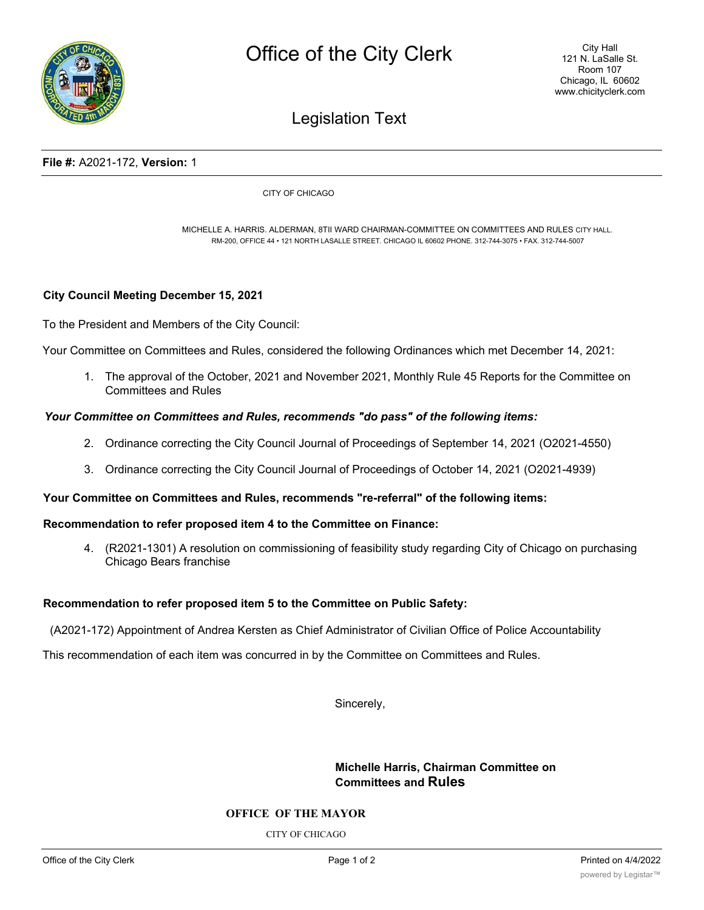# Office of the City Clerk

City Hall
121 N. LaSalle St.
Room 107
Chicago, IL 60602
www.chicityclerk.com

## Legislation Text

**File #:** A2021-172, **Version:** 1

CITY OF CHICAGO

MICHELLE A. HARRIS. ALDERMAN, 8TII WARD CHAIRMAN-COMMITTEE ON COMMITTEES AND RULES CITY HALL. RM-200, OFFICE 44 • 121 NORTH LASALLE STREET. CHICAGO IL 60602 PHONE. 312-744-3075 • FAX. 312-744-5007

**City Council Meeting December 15, 2021**

To the President and Members of the City Council:

Your Committee on Committees and Rules, considered the following Ordinances which met December 14, 2021:

1. The approval of the October, 2021 and November 2021, Monthly Rule 45 Reports for the Committee on Committees and Rules

***Your Committee on Committees and Rules, recommends "do pass" of the following items:***

2. Ordinance correcting the City Council Journal of Proceedings of September 14, 2021 (O2021-4550)
3. Ordinance correcting the City Council Journal of Proceedings of October 14, 2021 (O2021-4939)

**Your Committee on Committees and Rules, recommends "re-referral" of the following items:**

**Recommendation to refer proposed item 4 to the Committee on Finance:**

4. (R2021-1301) A resolution on commissioning of feasibility study regarding City of Chicago on purchasing Chicago Bears franchise

**Recommendation to refer proposed item 5 to the Committee on Public Safety:**

(A2021-172) Appointment of Andrea Kersten as Chief Administrator of Civilian Office of Police Accountability

This recommendation of each item was concurred in by the Committee on Committees and Rules.

Sincerely,

**Michelle Harris, Chairman Committee on Committees and Rules**

**OFFICE OF THE MAYOR**

CITY OF CHICAGO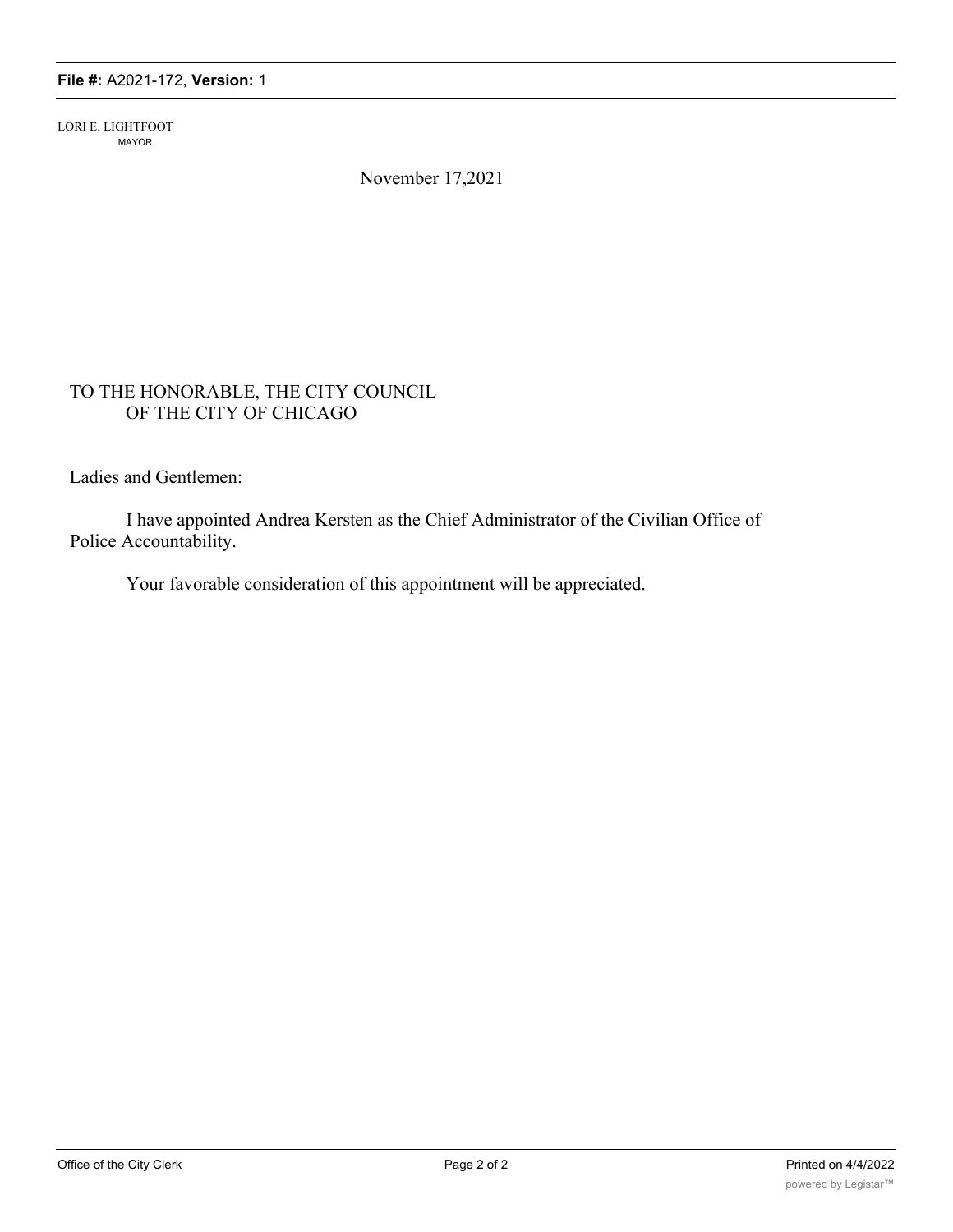LORI E. LIGHTFOOT
MAYOR

November 17,2021

TO THE HONORABLE, THE CITY COUNCIL
OF THE CITY OF CHICAGO

Ladies and Gentlemen:

I have appointed Andrea Kersten as the Chief Administrator of the Civilian Office of Police Accountability.

Your favorable consideration of this appointment will be appreciated.